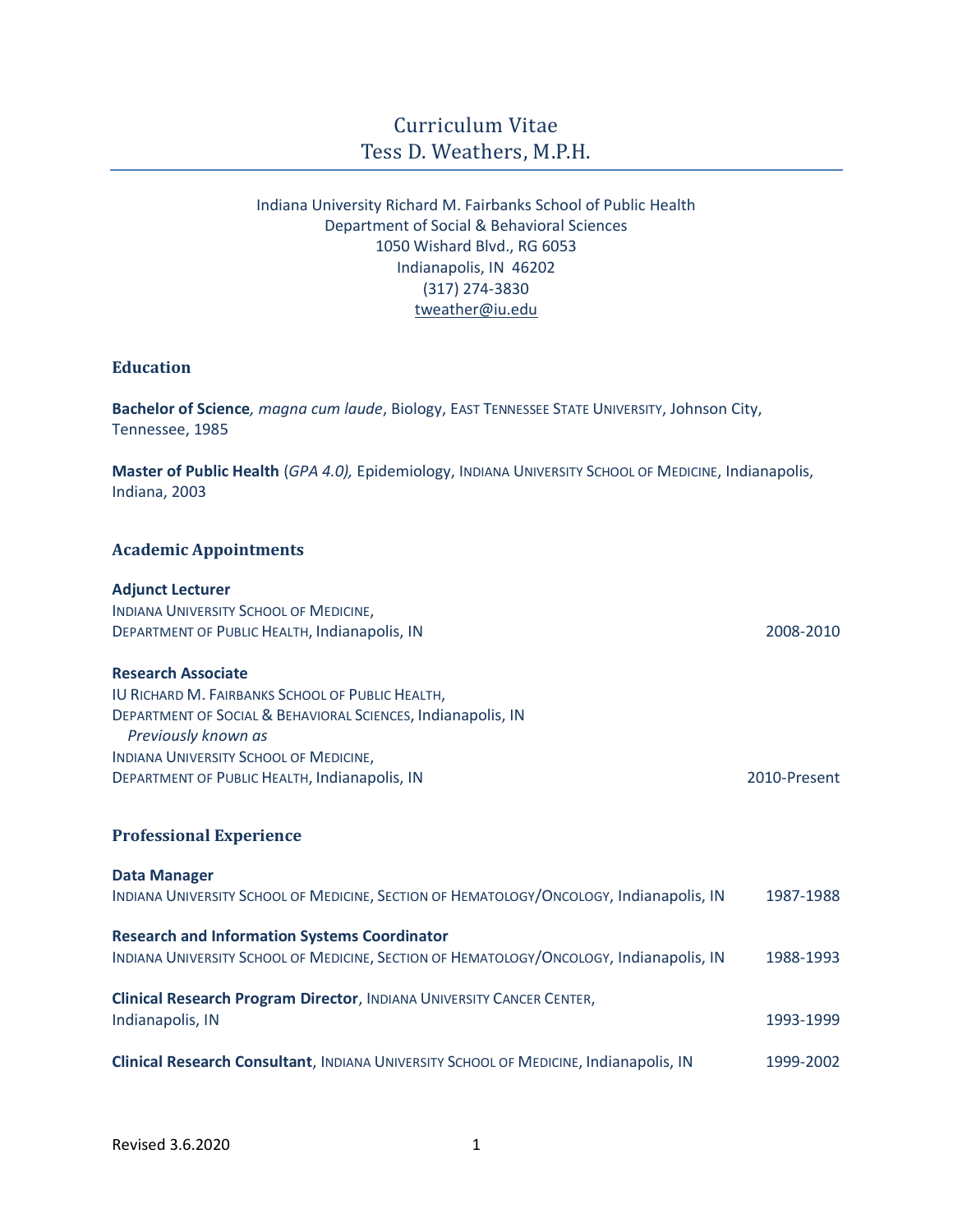# Curriculum Vitae
# Tess D. Weathers, M.P.H.

Indiana University Richard M. Fairbanks School of Public Health
Department of Social & Behavioral Sciences
1050 Wishard Blvd., RG 6053
Indianapolis, IN 46202
(317) 274-3830
tweather@iu.edu

## Education

**Bachelor of Science***, magna cum laude*, Biology, EAST TENNESSEE STATE UNIVERSITY, Johnson City, Tennessee, 1985

**Master of Public Health** (*GPA 4.0),* Epidemiology, INDIANA UNIVERSITY SCHOOL OF MEDICINE, Indianapolis, Indiana, 2003

## Academic Appointments

**Adjunct Lecturer**
INDIANA UNIVERSITY SCHOOL OF MEDICINE,
DEPARTMENT OF PUBLIC HEALTH, Indianapolis, IN — 2008-2010

**Research Associate**
IU RICHARD M. FAIRBANKS SCHOOL OF PUBLIC HEALTH,
DEPARTMENT OF SOCIAL & BEHAVIORAL SCIENCES, Indianapolis, IN
*Previously known as*
INDIANA UNIVERSITY SCHOOL OF MEDICINE,
DEPARTMENT OF PUBLIC HEALTH, Indianapolis, IN — 2010-Present

## Professional Experience

**Data Manager**
INDIANA UNIVERSITY SCHOOL OF MEDICINE, SECTION OF HEMATOLOGY/ONCOLOGY, Indianapolis, IN — 1987-1988

**Research and Information Systems Coordinator**
INDIANA UNIVERSITY SCHOOL OF MEDICINE, SECTION OF HEMATOLOGY/ONCOLOGY, Indianapolis, IN — 1988-1993

**Clinical Research Program Director**, INDIANA UNIVERSITY CANCER CENTER, Indianapolis, IN — 1993-1999

**Clinical Research Consultant**, INDIANA UNIVERSITY SCHOOL OF MEDICINE, Indianapolis, IN — 1999-2002

Revised 3.6.2020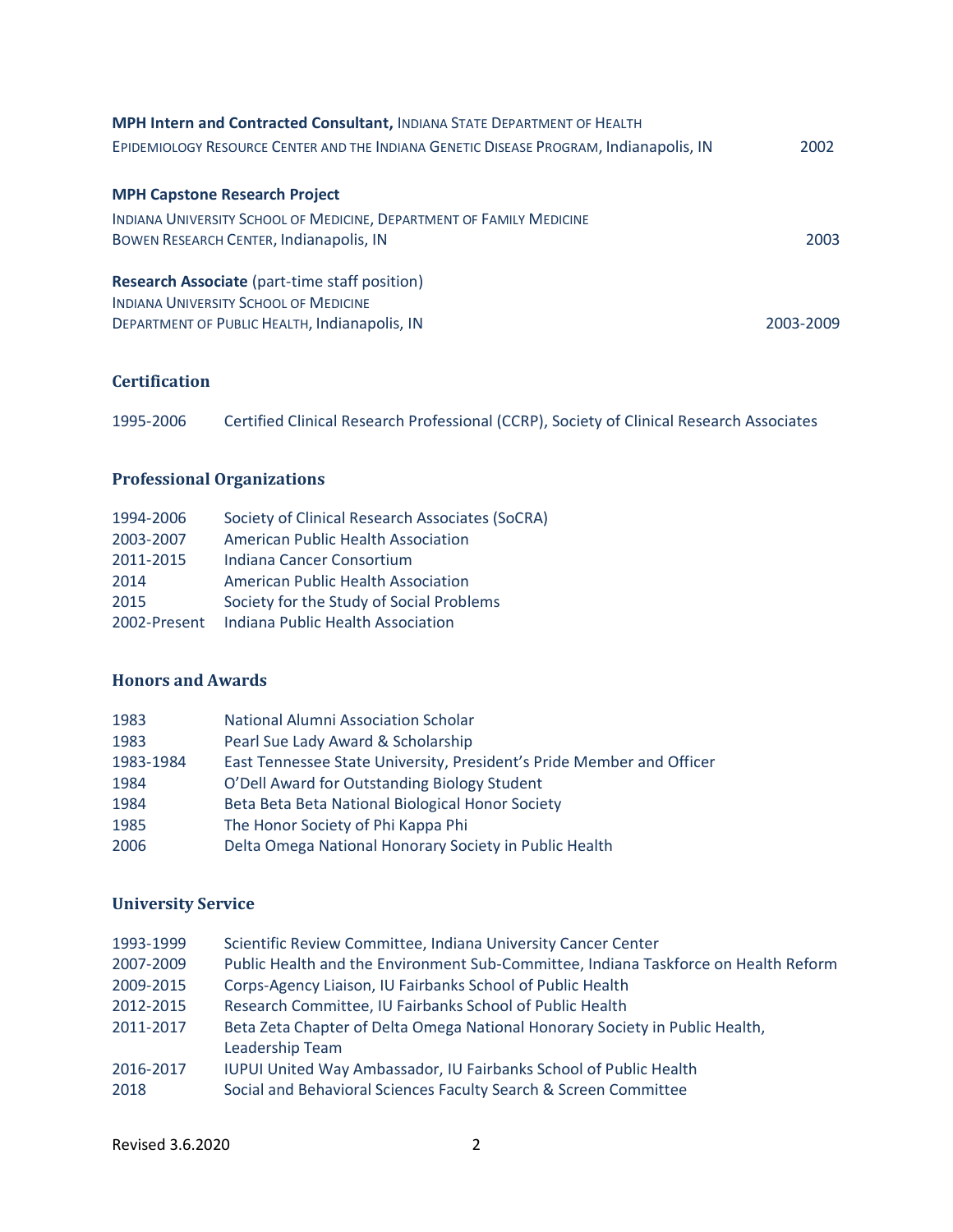**MPH Intern and Contracted Consultant,** INDIANA STATE DEPARTMENT OF HEALTH
EPIDEMIOLOGY RESOURCE CENTER AND THE INDIANA GENETIC DISEASE PROGRAM, Indianapolis, IN 2002

**MPH Capstone Research Project**
INDIANA UNIVERSITY SCHOOL OF MEDICINE, DEPARTMENT OF FAMILY MEDICINE
BOWEN RESEARCH CENTER, Indianapolis, IN 2003

**Research Associate** (part-time staff position)
INDIANA UNIVERSITY SCHOOL OF MEDICINE
DEPARTMENT OF PUBLIC HEALTH, Indianapolis, IN 2003-2009

## Certification

1995-2006 Certified Clinical Research Professional (CCRP), Society of Clinical Research Associates

## Professional Organizations

| | |
|---|---|
| 1994-2006 | Society of Clinical Research Associates (SoCRA) |
| 2003-2007 | American Public Health Association |
| 2011-2015 | Indiana Cancer Consortium |
| 2014 | American Public Health Association |
| 2015 | Society for the Study of Social Problems |
| 2002-Present | Indiana Public Health Association |

## Honors and Awards

| | |
|---|---|
| 1983 | National Alumni Association Scholar |
| 1983 | Pearl Sue Lady Award & Scholarship |
| 1983-1984 | East Tennessee State University, President's Pride Member and Officer |
| 1984 | O'Dell Award for Outstanding Biology Student |
| 1984 | Beta Beta Beta National Biological Honor Society |
| 1985 | The Honor Society of Phi Kappa Phi |
| 2006 | Delta Omega National Honorary Society in Public Health |

## University Service

| | |
|---|---|
| 1993-1999 | Scientific Review Committee, Indiana University Cancer Center |
| 2007-2009 | Public Health and the Environment Sub-Committee, Indiana Taskforce on Health Reform |
| 2009-2015 | Corps-Agency Liaison, IU Fairbanks School of Public Health |
| 2012-2015 | Research Committee, IU Fairbanks School of Public Health |
| 2011-2017 | Beta Zeta Chapter of Delta Omega National Honorary Society in Public Health, Leadership Team |
| 2016-2017 | IUPUI United Way Ambassador, IU Fairbanks School of Public Health |
| 2018 | Social and Behavioral Sciences Faculty Search & Screen Committee |

Revised 3.6.2020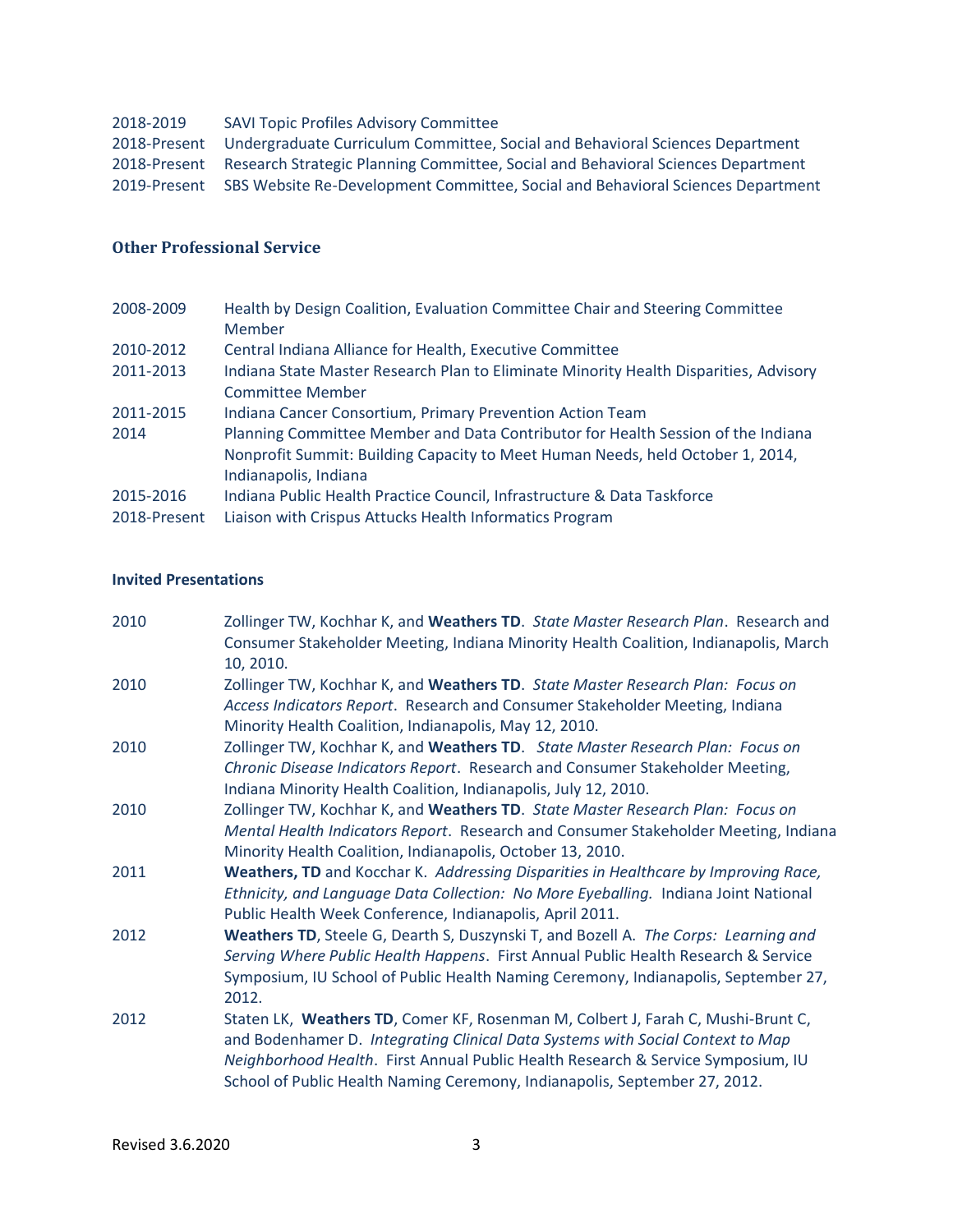2018-2019 SAVI Topic Profiles Advisory Committee
2018-Present Undergraduate Curriculum Committee, Social and Behavioral Sciences Department
2018-Present Research Strategic Planning Committee, Social and Behavioral Sciences Department
2019-Present SBS Website Re-Development Committee, Social and Behavioral Sciences Department

### Other Professional Service

| | |
|---|---|
| 2008-2009 | Health by Design Coalition, Evaluation Committee Chair and Steering Committee Member |
| 2010-2012 | Central Indiana Alliance for Health, Executive Committee |
| 2011-2013 | Indiana State Master Research Plan to Eliminate Minority Health Disparities, Advisory Committee Member |
| 2011-2015 | Indiana Cancer Consortium, Primary Prevention Action Team |
| 2014 | Planning Committee Member and Data Contributor for Health Session of the Indiana Nonprofit Summit: Building Capacity to Meet Human Needs, held October 1, 2014, Indianapolis, Indiana |
| 2015-2016 | Indiana Public Health Practice Council, Infrastructure & Data Taskforce |
| 2018-Present | Liaison with Crispus Attucks Health Informatics Program |

### Invited Presentations

| | |
|---|---|
| 2010 | Zollinger TW, Kochhar K, and **Weathers TD**. *State Master Research Plan*. Research and Consumer Stakeholder Meeting, Indiana Minority Health Coalition, Indianapolis, March 10, 2010. |
| 2010 | Zollinger TW, Kochhar K, and **Weathers TD**. *State Master Research Plan: Focus on Access Indicators Report*. Research and Consumer Stakeholder Meeting, Indiana Minority Health Coalition, Indianapolis, May 12, 2010. |
| 2010 | Zollinger TW, Kochhar K, and **Weathers TD**. *State Master Research Plan: Focus on Chronic Disease Indicators Report*. Research and Consumer Stakeholder Meeting, Indiana Minority Health Coalition, Indianapolis, July 12, 2010. |
| 2010 | Zollinger TW, Kochhar K, and **Weathers TD**. *State Master Research Plan: Focus on Mental Health Indicators Report*. Research and Consumer Stakeholder Meeting, Indiana Minority Health Coalition, Indianapolis, October 13, 2010. |
| 2011 | **Weathers, TD** and Kocchar K. *Addressing Disparities in Healthcare by Improving Race, Ethnicity, and Language Data Collection: No More Eyeballing.* Indiana Joint National Public Health Week Conference, Indianapolis, April 2011. |
| 2012 | **Weathers TD**, Steele G, Dearth S, Duszynski T, and Bozell A. *The Corps: Learning and Serving Where Public Health Happens*. First Annual Public Health Research & Service Symposium, IU School of Public Health Naming Ceremony, Indianapolis, September 27, 2012. |
| 2012 | Staten LK, **Weathers TD**, Comer KF, Rosenman M, Colbert J, Farah C, Mushi-Brunt C, and Bodenhamer D. *Integrating Clinical Data Systems with Social Context to Map Neighborhood Health*. First Annual Public Health Research & Service Symposium, IU School of Public Health Naming Ceremony, Indianapolis, September 27, 2012. |

Revised 3.6.2020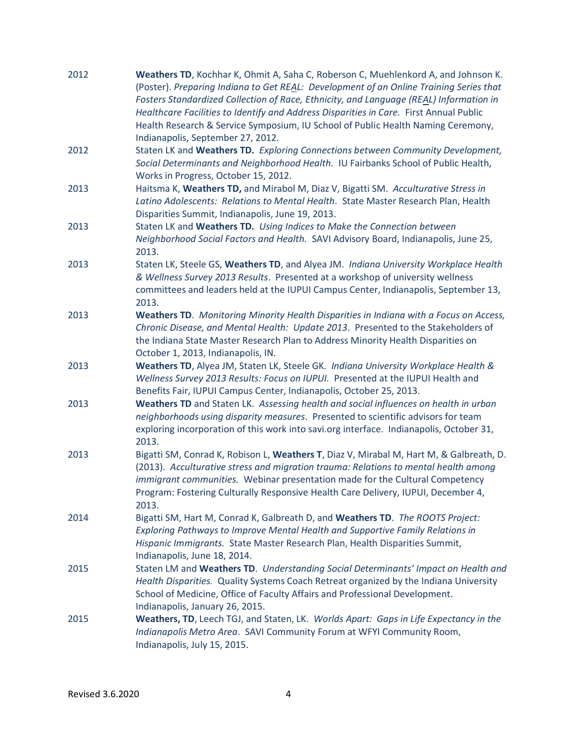2012 **Weathers TD**, Kochhar K, Ohmit A, Saha C, Roberson C, Muehlenkord A, and Johnson K. (Poster). *Preparing Indiana to Get REAL: Development of an Online Training Series that Fosters Standardized Collection of Race, Ethnicity, and Language (REAL) Information in Healthcare Facilities to Identify and Address Disparities in Care.* First Annual Public Health Research & Service Symposium, IU School of Public Health Naming Ceremony, Indianapolis, September 27, 2012.

2012 Staten LK and **Weathers TD.** *Exploring Connections between Community Development, Social Determinants and Neighborhood Health.* IU Fairbanks School of Public Health, Works in Progress, October 15, 2012.

2013 Haitsma K, **Weathers TD,** and Mirabol M, Diaz V, Bigatti SM. *Acculturative Stress in Latino Adolescents: Relations to Mental Health.* State Master Research Plan, Health Disparities Summit, Indianapolis, June 19, 2013.

2013 Staten LK and **Weathers TD.** *Using Indices to Make the Connection between Neighborhood Social Factors and Health.* SAVI Advisory Board, Indianapolis, June 25, 2013.

2013 Staten LK, Steele GS, **Weathers TD**, and Alyea JM. *Indiana University Workplace Health & Wellness Survey 2013 Results*. Presented at a workshop of university wellness committees and leaders held at the IUPUI Campus Center, Indianapolis, September 13, 2013.

2013 **Weathers TD**. *Monitoring Minority Health Disparities in Indiana with a Focus on Access, Chronic Disease, and Mental Health: Update 2013*. Presented to the Stakeholders of the Indiana State Master Research Plan to Address Minority Health Disparities on October 1, 2013, Indianapolis, IN.

2013 **Weathers TD**, Alyea JM, Staten LK, Steele GK. *Indiana University Workplace Health & Wellness Survey 2013 Results: Focus on IUPUI.* Presented at the IUPUI Health and Benefits Fair, IUPUI Campus Center, Indianapolis, October 25, 2013.

2013 **Weathers TD** and Staten LK. *Assessing health and social influences on health in urban neighborhoods using disparity measures*. Presented to scientific advisors for team exploring incorporation of this work into savi.org interface. Indianapolis, October 31, 2013.

2013 Bigatti SM, Conrad K, Robison L, **Weathers T**, Diaz V, Mirabal M, Hart M, & Galbreath, D. (2013). *Acculturative stress and migration trauma: Relations to mental health among immigrant communities.* Webinar presentation made for the Cultural Competency Program: Fostering Culturally Responsive Health Care Delivery, IUPUI, December 4, 2013.

2014 Bigatti SM, Hart M, Conrad K, Galbreath D, and **Weathers TD**. *The ROOTS Project: Exploring Pathways to Improve Mental Health and Supportive Family Relations in Hispanic Immigrants.* State Master Research Plan, Health Disparities Summit, Indianapolis, June 18, 2014.

2015 Staten LM and **Weathers TD**. *Understanding Social Determinants' Impact on Health and Health Disparities.* Quality Systems Coach Retreat organized by the Indiana University School of Medicine, Office of Faculty Affairs and Professional Development. Indianapolis, January 26, 2015.

2015 **Weathers, TD**, Leech TGJ, and Staten, LK. *Worlds Apart: Gaps in Life Expectancy in the Indianapolis Metro Area*. SAVI Community Forum at WFYI Community Room, Indianapolis, July 15, 2015.

Revised 3.6.2020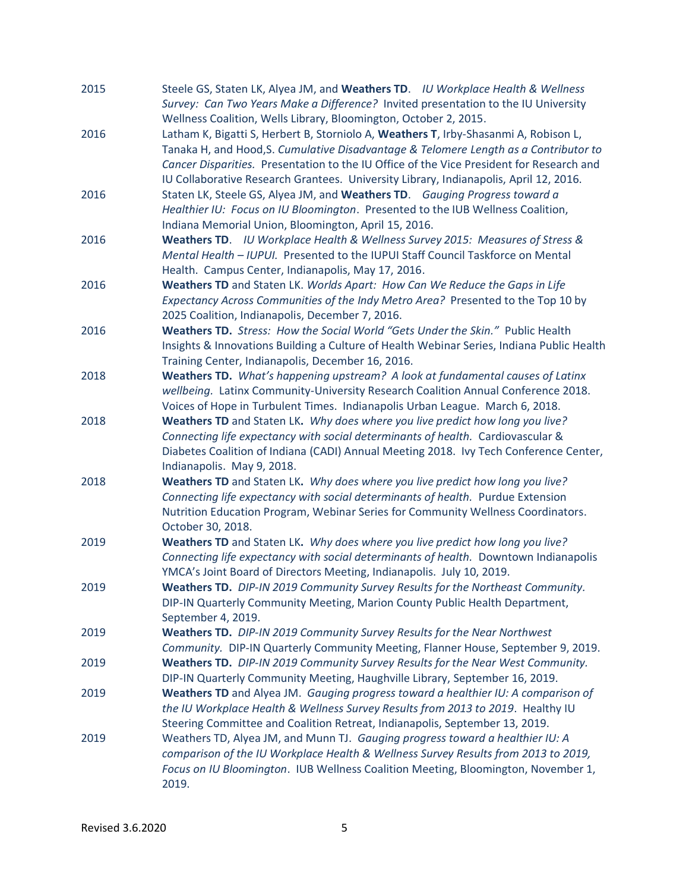2015 Steele GS, Staten LK, Alyea JM, and **Weathers TD**. *IU Workplace Health & Wellness Survey: Can Two Years Make a Difference?* Invited presentation to the IU University Wellness Coalition, Wells Library, Bloomington, October 2, 2015.

2016 Latham K, Bigatti S, Herbert B, Storniolo A, **Weathers T**, Irby-Shasanmi A, Robison L, Tanaka H, and Hood,S. *Cumulative Disadvantage & Telomere Length as a Contributor to Cancer Disparities.* Presentation to the IU Office of the Vice President for Research and IU Collaborative Research Grantees. University Library, Indianapolis, April 12, 2016.

2016 Staten LK, Steele GS, Alyea JM, and **Weathers TD**. *Gauging Progress toward a Healthier IU: Focus on IU Bloomington*. Presented to the IUB Wellness Coalition, Indiana Memorial Union, Bloomington, April 15, 2016.

2016 **Weathers TD**. *IU Workplace Health & Wellness Survey 2015: Measures of Stress & Mental Health – IUPUI.* Presented to the IUPUI Staff Council Taskforce on Mental Health. Campus Center, Indianapolis, May 17, 2016.

2016 **Weathers TD** and Staten LK. *Worlds Apart: How Can We Reduce the Gaps in Life Expectancy Across Communities of the Indy Metro Area?* Presented to the Top 10 by 2025 Coalition, Indianapolis, December 7, 2016.

2016 **Weathers TD.** *Stress: How the Social World "Gets Under the Skin."* Public Health Insights & Innovations Building a Culture of Health Webinar Series, Indiana Public Health Training Center, Indianapolis, December 16, 2016.

2018 **Weathers TD.** *What's happening upstream? A look at fundamental causes of Latinx wellbeing.* Latinx Community-University Research Coalition Annual Conference 2018. Voices of Hope in Turbulent Times. Indianapolis Urban League. March 6, 2018.

2018 **Weathers TD** and Staten LK**.** *Why does where you live predict how long you live? Connecting life expectancy with social determinants of health.* Cardiovascular & Diabetes Coalition of Indiana (CADI) Annual Meeting 2018. Ivy Tech Conference Center, Indianapolis. May 9, 2018.

2018 **Weathers TD** and Staten LK**.** *Why does where you live predict how long you live? Connecting life expectancy with social determinants of health.* Purdue Extension Nutrition Education Program, Webinar Series for Community Wellness Coordinators. October 30, 2018.

2019 **Weathers TD** and Staten LK**.** *Why does where you live predict how long you live? Connecting life expectancy with social determinants of health.* Downtown Indianapolis YMCA's Joint Board of Directors Meeting, Indianapolis. July 10, 2019.

2019 **Weathers TD.** *DIP-IN 2019 Community Survey Results for the Northeast Community.* DIP-IN Quarterly Community Meeting, Marion County Public Health Department, September 4, 2019.

2019 **Weathers TD.** *DIP-IN 2019 Community Survey Results for the Near Northwest Community.* DIP-IN Quarterly Community Meeting, Flanner House, September 9, 2019.

2019 **Weathers TD.** *DIP-IN 2019 Community Survey Results for the Near West Community.* DIP-IN Quarterly Community Meeting, Haughville Library, September 16, 2019.

2019 **Weathers TD** and Alyea JM. *Gauging progress toward a healthier IU: A comparison of the IU Workplace Health & Wellness Survey Results from 2013 to 2019*. Healthy IU Steering Committee and Coalition Retreat, Indianapolis, September 13, 2019.

2019 Weathers TD, Alyea JM, and Munn TJ. *Gauging progress toward a healthier IU: A comparison of the IU Workplace Health & Wellness Survey Results from 2013 to 2019, Focus on IU Bloomington*. IUB Wellness Coalition Meeting, Bloomington, November 1, 2019.

Revised 3.6.2020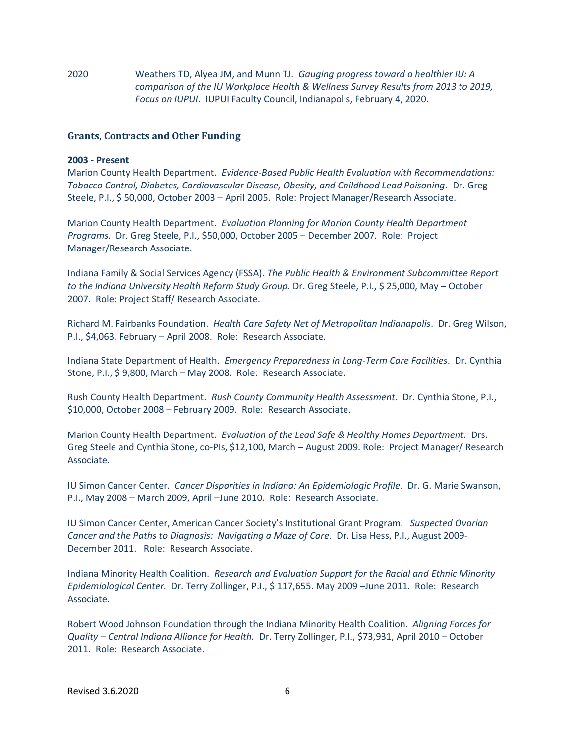2020 Weathers TD, Alyea JM, and Munn TJ. *Gauging progress toward a healthier IU: A comparison of the IU Workplace Health & Wellness Survey Results from 2013 to 2019, Focus on IUPUI*. IUPUI Faculty Council, Indianapolis, February 4, 2020.

## Grants, Contracts and Other Funding

**2003 - Present**

Marion County Health Department. *Evidence-Based Public Health Evaluation with Recommendations: Tobacco Control, Diabetes, Cardiovascular Disease, Obesity, and Childhood Lead Poisoning*. Dr. Greg Steele, P.I., $ 50,000, October 2003 – April 2005. Role: Project Manager/Research Associate.

Marion County Health Department. *Evaluation Planning for Marion County Health Department Programs.* Dr. Greg Steele, P.I., $50,000, October 2005 – December 2007. Role: Project Manager/Research Associate.

Indiana Family & Social Services Agency (FSSA). *The Public Health & Environment Subcommittee Report to the Indiana University Health Reform Study Group.* Dr. Greg Steele, P.I., $ 25,000, May – October 2007. Role: Project Staff/ Research Associate.

Richard M. Fairbanks Foundation. *Health Care Safety Net of Metropolitan Indianapolis*. Dr. Greg Wilson, P.I., $4,063, February – April 2008. Role: Research Associate.

Indiana State Department of Health. *Emergency Preparedness in Long-Term Care Facilities*. Dr. Cynthia Stone, P.I., $ 9,800, March – May 2008. Role: Research Associate.

Rush County Health Department. *Rush County Community Health Assessment*. Dr. Cynthia Stone, P.I., $10,000, October 2008 – February 2009. Role: Research Associate.

Marion County Health Department. *Evaluation of the Lead Safe & Healthy Homes Department.* Drs. Greg Steele and Cynthia Stone, co-PIs, $12,100, March – August 2009. Role: Project Manager/ Research Associate.

IU Simon Cancer Center*. Cancer Disparities in Indiana: An Epidemiologic Profile*. Dr. G. Marie Swanson, P.I., May 2008 – March 2009, April –June 2010. Role: Research Associate.

IU Simon Cancer Center, American Cancer Society's Institutional Grant Program. *Suspected Ovarian Cancer and the Paths to Diagnosis: Navigating a Maze of Care*. Dr. Lisa Hess, P.I., August 2009- December 2011. Role: Research Associate.

Indiana Minority Health Coalition. *Research and Evaluation Support for the Racial and Ethnic Minority Epidemiological Center.* Dr. Terry Zollinger, P.I., $ 117,655. May 2009 –June 2011. Role: Research Associate.

Robert Wood Johnson Foundation through the Indiana Minority Health Coalition. *Aligning Forces for Quality – Central Indiana Alliance for Health.* Dr. Terry Zollinger, P.I., $73,931, April 2010 – October 2011. Role: Research Associate.

Revised 3.6.2020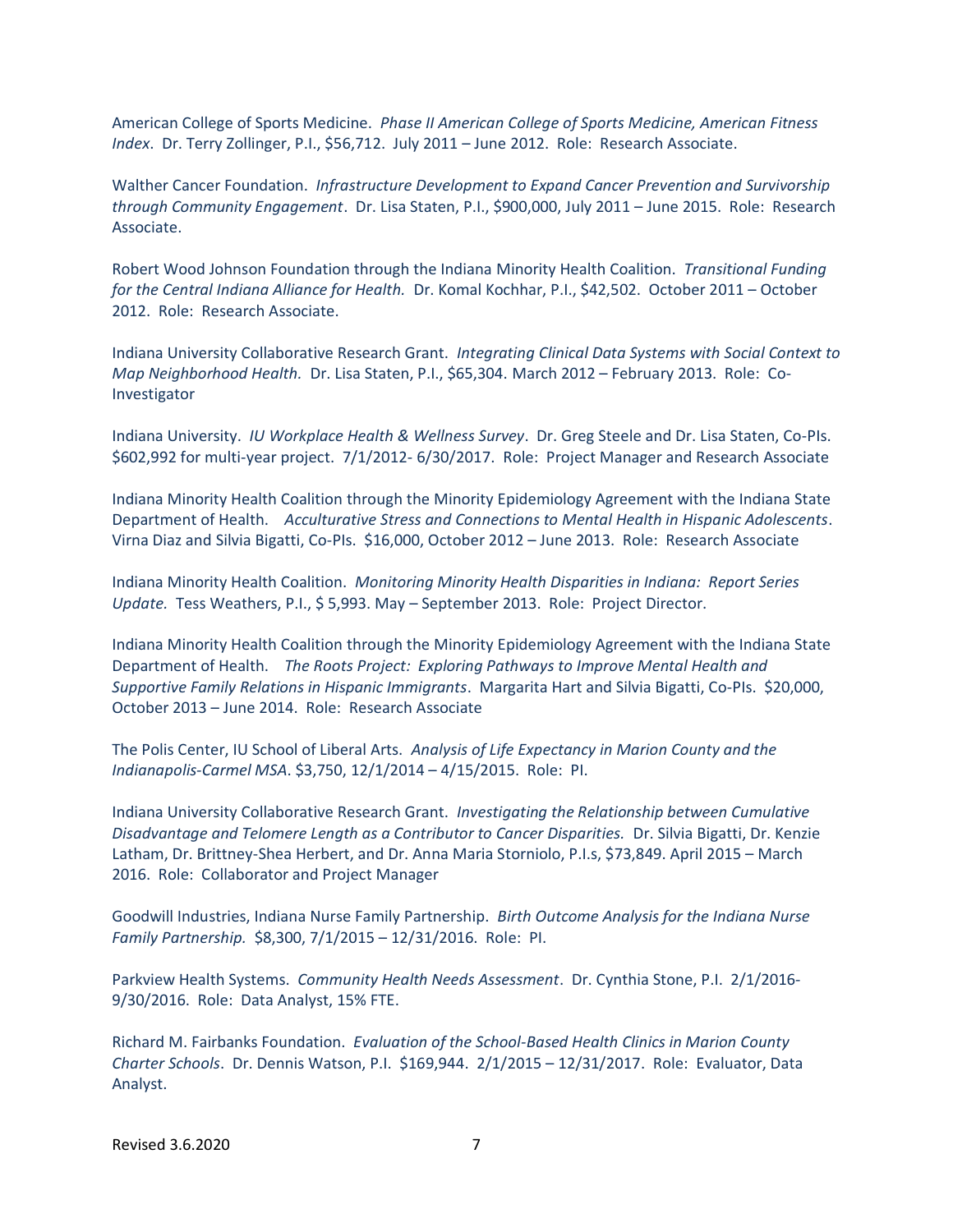American College of Sports Medicine. *Phase II American College of Sports Medicine, American Fitness Index*. Dr. Terry Zollinger, P.I., $56,712. July 2011 – June 2012. Role: Research Associate.

Walther Cancer Foundation. *Infrastructure Development to Expand Cancer Prevention and Survivorship through Community Engagement*. Dr. Lisa Staten, P.I., $900,000, July 2011 – June 2015. Role: Research Associate.

Robert Wood Johnson Foundation through the Indiana Minority Health Coalition. *Transitional Funding for the Central Indiana Alliance for Health.* Dr. Komal Kochhar, P.I., $42,502. October 2011 – October 2012. Role: Research Associate.

Indiana University Collaborative Research Grant. *Integrating Clinical Data Systems with Social Context to Map Neighborhood Health.* Dr. Lisa Staten, P.I., $65,304. March 2012 – February 2013. Role: Co-Investigator

Indiana University. *IU Workplace Health & Wellness Survey*. Dr. Greg Steele and Dr. Lisa Staten, Co-PIs. $602,992 for multi-year project. 7/1/2012- 6/30/2017. Role: Project Manager and Research Associate

Indiana Minority Health Coalition through the Minority Epidemiology Agreement with the Indiana State Department of Health. *Acculturative Stress and Connections to Mental Health in Hispanic Adolescents*. Virna Diaz and Silvia Bigatti, Co-PIs. $16,000, October 2012 – June 2013. Role: Research Associate

Indiana Minority Health Coalition. *Monitoring Minority Health Disparities in Indiana: Report Series Update.* Tess Weathers, P.I., $ 5,993. May – September 2013. Role: Project Director.

Indiana Minority Health Coalition through the Minority Epidemiology Agreement with the Indiana State Department of Health. *The Roots Project: Exploring Pathways to Improve Mental Health and Supportive Family Relations in Hispanic Immigrants*. Margarita Hart and Silvia Bigatti, Co-PIs. $20,000, October 2013 – June 2014. Role: Research Associate

The Polis Center, IU School of Liberal Arts. *Analysis of Life Expectancy in Marion County and the Indianapolis-Carmel MSA*. $3,750, 12/1/2014 – 4/15/2015. Role: PI.

Indiana University Collaborative Research Grant. *Investigating the Relationship between Cumulative Disadvantage and Telomere Length as a Contributor to Cancer Disparities.* Dr. Silvia Bigatti, Dr. Kenzie Latham, Dr. Brittney-Shea Herbert, and Dr. Anna Maria Storniolo, P.I.s, $73,849. April 2015 – March 2016. Role: Collaborator and Project Manager

Goodwill Industries, Indiana Nurse Family Partnership. *Birth Outcome Analysis for the Indiana Nurse Family Partnership.* $8,300, 7/1/2015 – 12/31/2016. Role: PI.

Parkview Health Systems. *Community Health Needs Assessment*. Dr. Cynthia Stone, P.I. 2/1/2016-9/30/2016. Role: Data Analyst, 15% FTE.

Richard M. Fairbanks Foundation. *Evaluation of the School-Based Health Clinics in Marion County Charter Schools*. Dr. Dennis Watson, P.I. $169,944. 2/1/2015 – 12/31/2017. Role: Evaluator, Data Analyst.

Revised 3.6.2020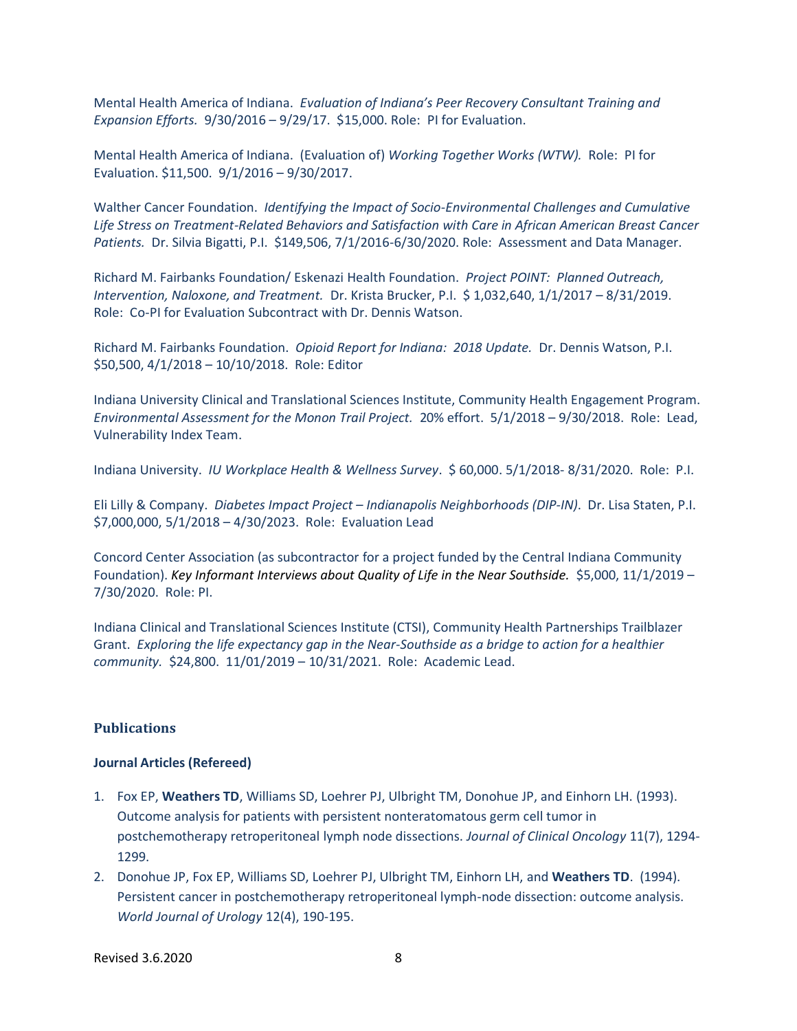Mental Health America of Indiana. *Evaluation of Indiana's Peer Recovery Consultant Training and Expansion Efforts.* 9/30/2016 – 9/29/17. $15,000. Role: PI for Evaluation.

Mental Health America of Indiana. (Evaluation of) *Working Together Works (WTW).* Role: PI for Evaluation. $11,500. 9/1/2016 – 9/30/2017.

Walther Cancer Foundation. *Identifying the Impact of Socio-Environmental Challenges and Cumulative Life Stress on Treatment-Related Behaviors and Satisfaction with Care in African American Breast Cancer Patients.* Dr. Silvia Bigatti, P.I. $149,506, 7/1/2016-6/30/2020. Role: Assessment and Data Manager.

Richard M. Fairbanks Foundation/ Eskenazi Health Foundation. *Project POINT: Planned Outreach, Intervention, Naloxone, and Treatment.* Dr. Krista Brucker, P.I. $ 1,032,640, 1/1/2017 – 8/31/2019. Role: Co-PI for Evaluation Subcontract with Dr. Dennis Watson.

Richard M. Fairbanks Foundation. *Opioid Report for Indiana: 2018 Update.* Dr. Dennis Watson, P.I. $50,500, 4/1/2018 – 10/10/2018. Role: Editor

Indiana University Clinical and Translational Sciences Institute, Community Health Engagement Program. *Environmental Assessment for the Monon Trail Project.* 20% effort. 5/1/2018 – 9/30/2018. Role: Lead, Vulnerability Index Team.

Indiana University. *IU Workplace Health & Wellness Survey*. $ 60,000. 5/1/2018- 8/31/2020. Role: P.I.

Eli Lilly & Company. *Diabetes Impact Project – Indianapolis Neighborhoods (DIP-IN)*. Dr. Lisa Staten, P.I. $7,000,000, 5/1/2018 – 4/30/2023. Role: Evaluation Lead

Concord Center Association (as subcontractor for a project funded by the Central Indiana Community Foundation). *Key Informant Interviews about Quality of Life in the Near Southside.* $5,000, 11/1/2019 – 7/30/2020. Role: PI.

Indiana Clinical and Translational Sciences Institute (CTSI), Community Health Partnerships Trailblazer Grant. *Exploring the life expectancy gap in the Near-Southside as a bridge to action for a healthier community.* $24,800. 11/01/2019 – 10/31/2021. Role: Academic Lead.

## Publications

### Journal Articles (Refereed)

1. Fox EP, **Weathers TD**, Williams SD, Loehrer PJ, Ulbright TM, Donohue JP, and Einhorn LH. (1993). Outcome analysis for patients with persistent nonteratomatous germ cell tumor in postchemotherapy retroperitoneal lymph node dissections. *Journal of Clinical Oncology* 11(7), 1294-1299.
2. Donohue JP, Fox EP, Williams SD, Loehrer PJ, Ulbright TM, Einhorn LH, and **Weathers TD**. (1994). Persistent cancer in postchemotherapy retroperitoneal lymph-node dissection: outcome analysis. *World Journal of Urology* 12(4), 190-195.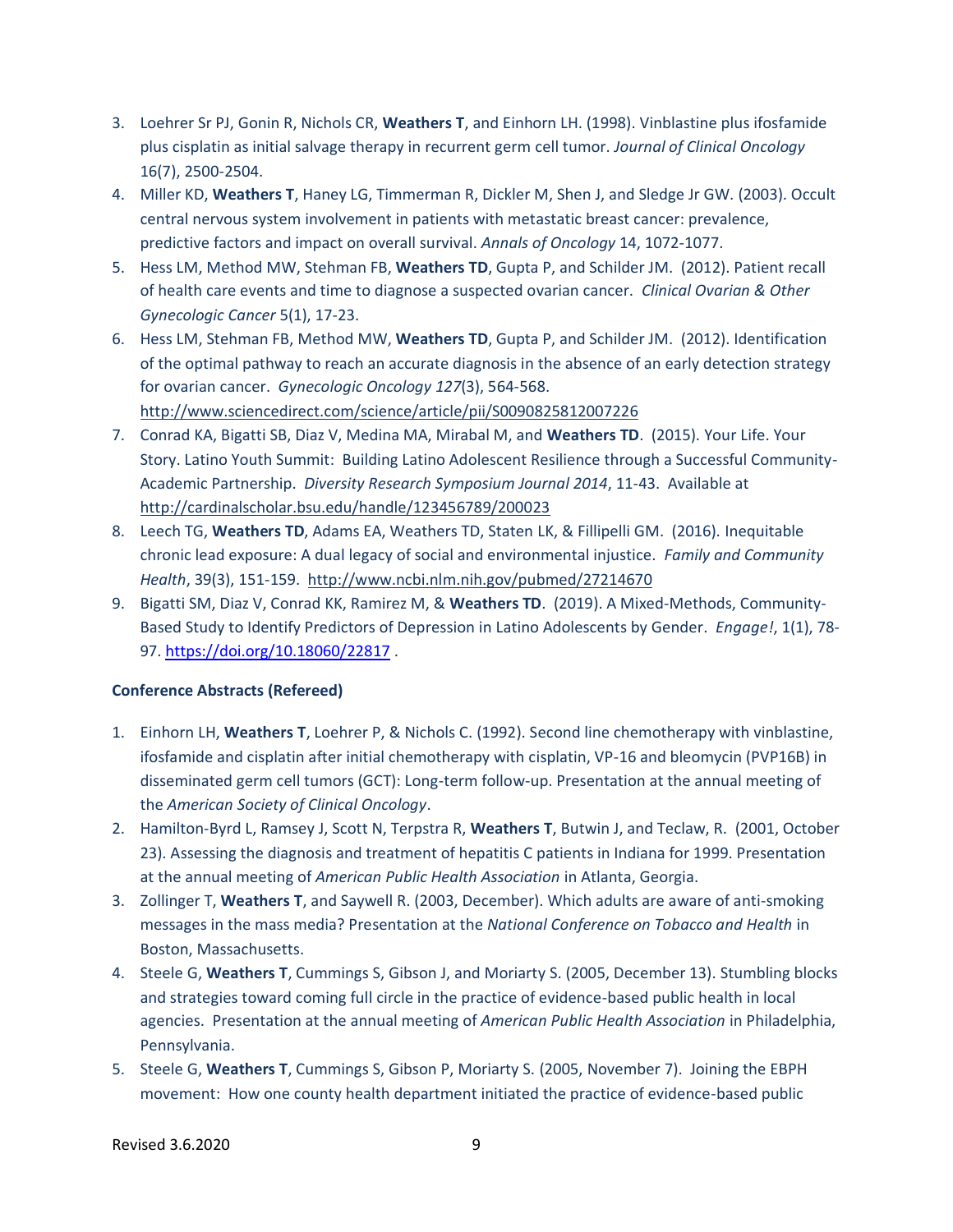3. Loehrer Sr PJ, Gonin R, Nichols CR, **Weathers T**, and Einhorn LH. (1998). Vinblastine plus ifosfamide plus cisplatin as initial salvage therapy in recurrent germ cell tumor. *Journal of Clinical Oncology* 16(7), 2500-2504.
4. Miller KD, **Weathers T**, Haney LG, Timmerman R, Dickler M, Shen J, and Sledge Jr GW. (2003). Occult central nervous system involvement in patients with metastatic breast cancer: prevalence, predictive factors and impact on overall survival. *Annals of Oncology* 14, 1072-1077.
5. Hess LM, Method MW, Stehman FB, **Weathers TD**, Gupta P, and Schilder JM. (2012). Patient recall of health care events and time to diagnose a suspected ovarian cancer. *Clinical Ovarian & Other Gynecologic Cancer* 5(1), 17-23.
6. Hess LM, Stehman FB, Method MW, **Weathers TD**, Gupta P, and Schilder JM. (2012). Identification of the optimal pathway to reach an accurate diagnosis in the absence of an early detection strategy for ovarian cancer. *Gynecologic Oncology 127*(3), 564-568. http://www.sciencedirect.com/science/article/pii/S0090825812007226
7. Conrad KA, Bigatti SB, Diaz V, Medina MA, Mirabal M, and **Weathers TD**. (2015). Your Life. Your Story. Latino Youth Summit: Building Latino Adolescent Resilience through a Successful Community-Academic Partnership. *Diversity Research Symposium Journal 2014*, 11-43. Available at http://cardinalscholar.bsu.edu/handle/123456789/200023
8. Leech TG, **Weathers TD**, Adams EA, Weathers TD, Staten LK, & Fillipelli GM. (2016). Inequitable chronic lead exposure: A dual legacy of social and environmental injustice. *Family and Community Health*, 39(3), 151-159. http://www.ncbi.nlm.nih.gov/pubmed/27214670
9. Bigatti SM, Diaz V, Conrad KK, Ramirez M, & **Weathers TD**. (2019). A Mixed-Methods, Community-Based Study to Identify Predictors of Depression in Latino Adolescents by Gender. *Engage!*, 1(1), 78-97. https://doi.org/10.18060/22817 .

**Conference Abstracts (Refereed)**

1. Einhorn LH, **Weathers T**, Loehrer P, & Nichols C. (1992). Second line chemotherapy with vinblastine, ifosfamide and cisplatin after initial chemotherapy with cisplatin, VP-16 and bleomycin (PVP16B) in disseminated germ cell tumors (GCT): Long-term follow-up. Presentation at the annual meeting of the *American Society of Clinical Oncology*.
2. Hamilton-Byrd L, Ramsey J, Scott N, Terpstra R, **Weathers T**, Butwin J, and Teclaw, R. (2001, October 23). Assessing the diagnosis and treatment of hepatitis C patients in Indiana for 1999. Presentation at the annual meeting of *American Public Health Association* in Atlanta, Georgia.
3. Zollinger T, **Weathers T**, and Saywell R. (2003, December). Which adults are aware of anti-smoking messages in the mass media? Presentation at the *National Conference on Tobacco and Health* in Boston, Massachusetts.
4. Steele G, **Weathers T**, Cummings S, Gibson J, and Moriarty S. (2005, December 13). Stumbling blocks and strategies toward coming full circle in the practice of evidence-based public health in local agencies. Presentation at the annual meeting of *American Public Health Association* in Philadelphia, Pennsylvania.
5. Steele G, **Weathers T**, Cummings S, Gibson P, Moriarty S. (2005, November 7). Joining the EBPH movement: How one county health department initiated the practice of evidence-based public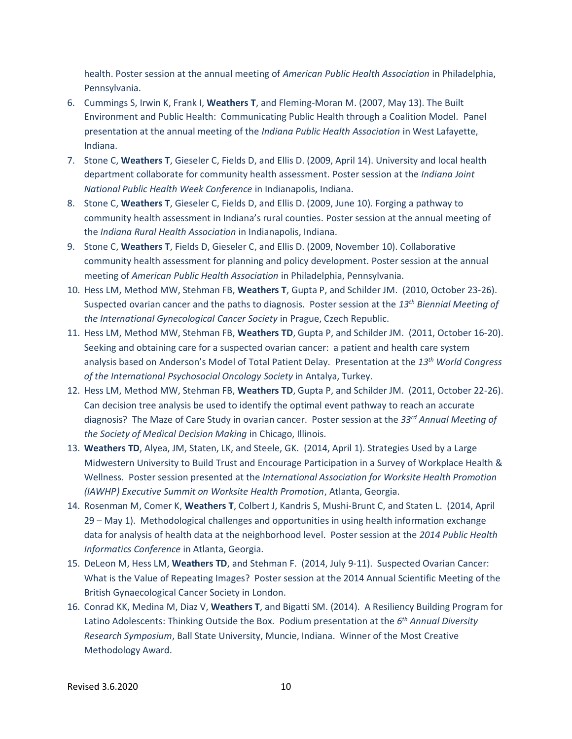health. Poster session at the annual meeting of *American Public Health Association* in Philadelphia, Pennsylvania.

6. Cummings S, Irwin K, Frank I, **Weathers T**, and Fleming-Moran M. (2007, May 13). The Built Environment and Public Health: Communicating Public Health through a Coalition Model. Panel presentation at the annual meeting of the *Indiana Public Health Association* in West Lafayette, Indiana.
7. Stone C, **Weathers T**, Gieseler C, Fields D, and Ellis D. (2009, April 14). University and local health department collaborate for community health assessment. Poster session at the *Indiana Joint National Public Health Week Conference* in Indianapolis, Indiana.
8. Stone C, **Weathers T**, Gieseler C, Fields D, and Ellis D. (2009, June 10). Forging a pathway to community health assessment in Indiana's rural counties. Poster session at the annual meeting of the *Indiana Rural Health Association* in Indianapolis, Indiana.
9. Stone C, **Weathers T**, Fields D, Gieseler C, and Ellis D. (2009, November 10). Collaborative community health assessment for planning and policy development. Poster session at the annual meeting of *American Public Health Association* in Philadelphia, Pennsylvania.
10. Hess LM, Method MW, Stehman FB, **Weathers T**, Gupta P, and Schilder JM. (2010, October 23-26). Suspected ovarian cancer and the paths to diagnosis. Poster session at the *13th Biennial Meeting of the International Gynecological Cancer Society* in Prague, Czech Republic.
11. Hess LM, Method MW, Stehman FB, **Weathers TD**, Gupta P, and Schilder JM. (2011, October 16-20). Seeking and obtaining care for a suspected ovarian cancer: a patient and health care system analysis based on Anderson's Model of Total Patient Delay. Presentation at the *13th World Congress of the International Psychosocial Oncology Society* in Antalya, Turkey.
12. Hess LM, Method MW, Stehman FB, **Weathers TD**, Gupta P, and Schilder JM. (2011, October 22-26). Can decision tree analysis be used to identify the optimal event pathway to reach an accurate diagnosis? The Maze of Care Study in ovarian cancer. Poster session at the *33rd Annual Meeting of the Society of Medical Decision Making* in Chicago, Illinois.
13. **Weathers TD**, Alyea, JM, Staten, LK, and Steele, GK. (2014, April 1). Strategies Used by a Large Midwestern University to Build Trust and Encourage Participation in a Survey of Workplace Health & Wellness. Poster session presented at the *International Association for Worksite Health Promotion (IAWHP) Executive Summit on Worksite Health Promotion*, Atlanta, Georgia.
14. Rosenman M, Comer K, **Weathers T**, Colbert J, Kandris S, Mushi-Brunt C, and Staten L. (2014, April 29 – May 1). Methodological challenges and opportunities in using health information exchange data for analysis of health data at the neighborhood level. Poster session at the *2014 Public Health Informatics Conference* in Atlanta, Georgia.
15. DeLeon M, Hess LM, **Weathers TD**, and Stehman F. (2014, July 9-11). Suspected Ovarian Cancer: What is the Value of Repeating Images? Poster session at the 2014 Annual Scientific Meeting of the British Gynaecological Cancer Society in London.
16. Conrad KK, Medina M, Diaz V, **Weathers T**, and Bigatti SM. (2014). A Resiliency Building Program for Latino Adolescents: Thinking Outside the Box. Podium presentation at the *6th Annual Diversity Research Symposium*, Ball State University, Muncie, Indiana. Winner of the Most Creative Methodology Award.

Revised 3.6.2020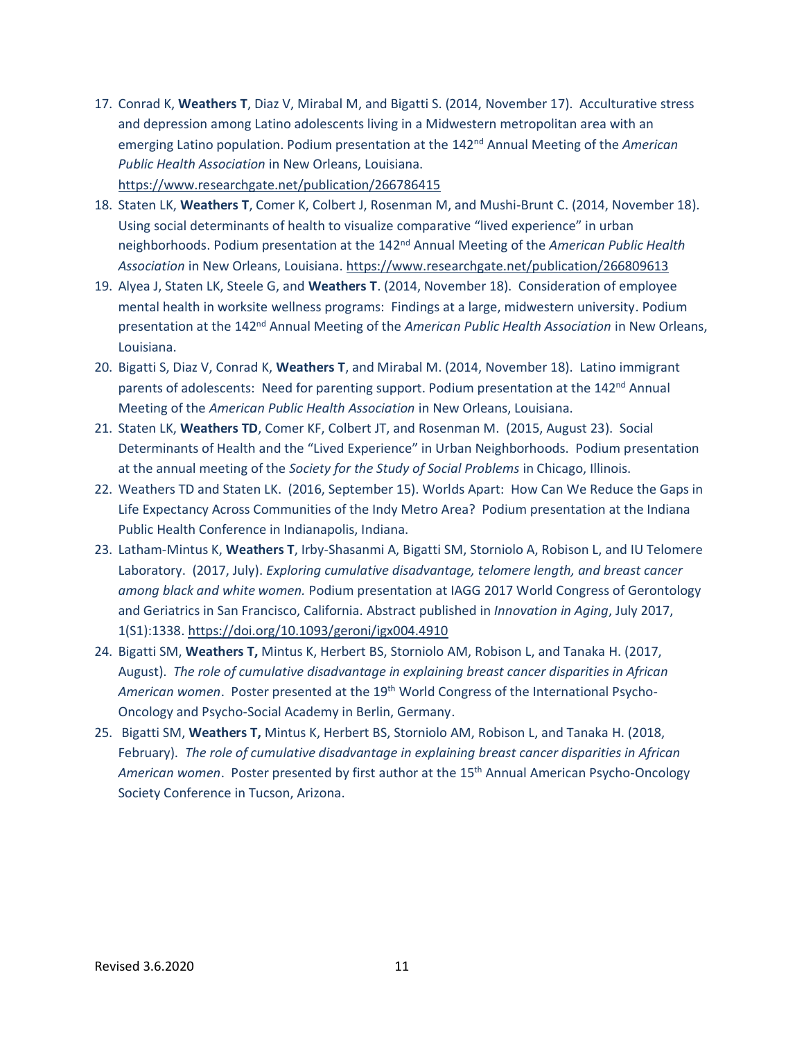17. Conrad K, **Weathers T**, Diaz V, Mirabal M, and Bigatti S. (2014, November 17). Acculturative stress and depression among Latino adolescents living in a Midwestern metropolitan area with an emerging Latino population. Podium presentation at the 142nd Annual Meeting of the *American Public Health Association* in New Orleans, Louisiana. https://www.researchgate.net/publication/266786415
18. Staten LK, **Weathers T**, Comer K, Colbert J, Rosenman M, and Mushi-Brunt C. (2014, November 18). Using social determinants of health to visualize comparative "lived experience" in urban neighborhoods. Podium presentation at the 142nd Annual Meeting of the *American Public Health Association* in New Orleans, Louisiana. https://www.researchgate.net/publication/266809613
19. Alyea J, Staten LK, Steele G, and **Weathers T**. (2014, November 18). Consideration of employee mental health in worksite wellness programs: Findings at a large, midwestern university. Podium presentation at the 142nd Annual Meeting of the *American Public Health Association* in New Orleans, Louisiana.
20. Bigatti S, Diaz V, Conrad K, **Weathers T**, and Mirabal M. (2014, November 18). Latino immigrant parents of adolescents: Need for parenting support. Podium presentation at the 142nd Annual Meeting of the *American Public Health Association* in New Orleans, Louisiana.
21. Staten LK, **Weathers TD**, Comer KF, Colbert JT, and Rosenman M. (2015, August 23). Social Determinants of Health and the "Lived Experience" in Urban Neighborhoods. Podium presentation at the annual meeting of the *Society for the Study of Social Problems* in Chicago, Illinois.
22. Weathers TD and Staten LK. (2016, September 15). Worlds Apart: How Can We Reduce the Gaps in Life Expectancy Across Communities of the Indy Metro Area? Podium presentation at the Indiana Public Health Conference in Indianapolis, Indiana.
23. Latham-Mintus K, **Weathers T**, Irby-Shasanmi A, Bigatti SM, Storniolo A, Robison L, and IU Telomere Laboratory. (2017, July). *Exploring cumulative disadvantage, telomere length, and breast cancer among black and white women.* Podium presentation at IAGG 2017 World Congress of Gerontology and Geriatrics in San Francisco, California. Abstract published in *Innovation in Aging*, July 2017, 1(S1):1338. https://doi.org/10.1093/geroni/igx004.4910
24. Bigatti SM, **Weathers T,** Mintus K, Herbert BS, Storniolo AM, Robison L, and Tanaka H. (2017, August). *The role of cumulative disadvantage in explaining breast cancer disparities in African American women*. Poster presented at the 19th World Congress of the International Psycho-Oncology and Psycho-Social Academy in Berlin, Germany.
25. Bigatti SM, **Weathers T,** Mintus K, Herbert BS, Storniolo AM, Robison L, and Tanaka H. (2018, February). *The role of cumulative disadvantage in explaining breast cancer disparities in African American women*. Poster presented by first author at the 15th Annual American Psycho-Oncology Society Conference in Tucson, Arizona.

Revised 3.6.2020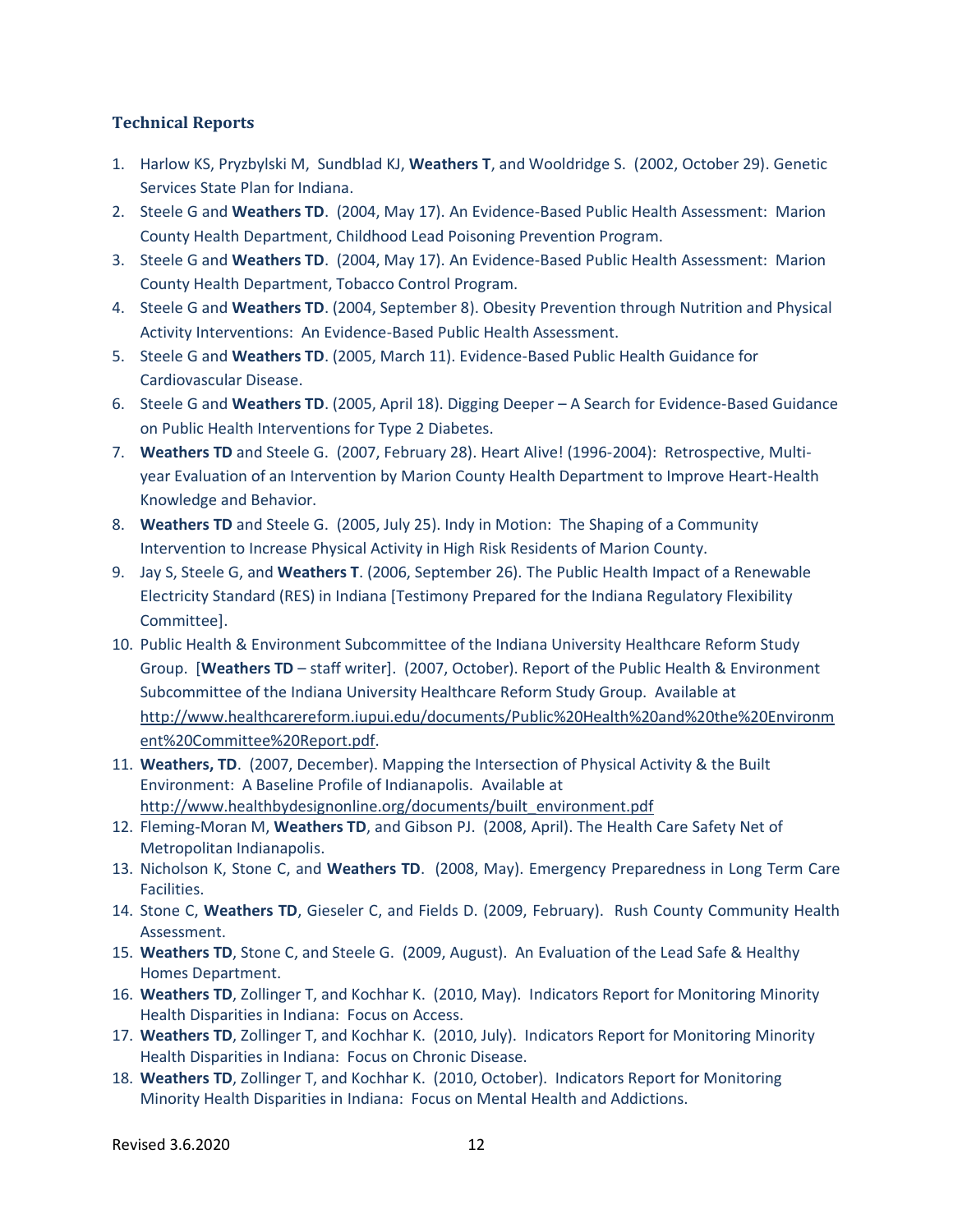### Technical Reports

1. Harlow KS, Pryzbylski M, Sundblad KJ, **Weathers T**, and Wooldridge S. (2002, October 29). Genetic Services State Plan for Indiana.
2. Steele G and **Weathers TD**. (2004, May 17). An Evidence-Based Public Health Assessment: Marion County Health Department, Childhood Lead Poisoning Prevention Program.
3. Steele G and **Weathers TD**. (2004, May 17). An Evidence-Based Public Health Assessment: Marion County Health Department, Tobacco Control Program.
4. Steele G and **Weathers TD**. (2004, September 8). Obesity Prevention through Nutrition and Physical Activity Interventions: An Evidence-Based Public Health Assessment.
5. Steele G and **Weathers TD**. (2005, March 11). Evidence-Based Public Health Guidance for Cardiovascular Disease.
6. Steele G and **Weathers TD**. (2005, April 18). Digging Deeper – A Search for Evidence-Based Guidance on Public Health Interventions for Type 2 Diabetes.
7. **Weathers TD** and Steele G. (2007, February 28). Heart Alive! (1996-2004): Retrospective, Multi-year Evaluation of an Intervention by Marion County Health Department to Improve Heart-Health Knowledge and Behavior.
8. **Weathers TD** and Steele G. (2005, July 25). Indy in Motion: The Shaping of a Community Intervention to Increase Physical Activity in High Risk Residents of Marion County.
9. Jay S, Steele G, and **Weathers T**. (2006, September 26). The Public Health Impact of a Renewable Electricity Standard (RES) in Indiana [Testimony Prepared for the Indiana Regulatory Flexibility Committee].
10. Public Health & Environment Subcommittee of the Indiana University Healthcare Reform Study Group. [**Weathers TD** – staff writer]. (2007, October). Report of the Public Health & Environment Subcommittee of the Indiana University Healthcare Reform Study Group. Available at [http://www.healthcarereform.iupui.edu/documents/Public%20Health%20and%20the%20Environment%20Committee%20Report.pdf](http://www.healthcarereform.iupui.edu/documents/Public%20Health%20and%20the%20Environment%20Committee%20Report.pdf).
11. **Weathers, TD**. (2007, December). Mapping the Intersection of Physical Activity & the Built Environment: A Baseline Profile of Indianapolis. Available at [http://www.healthbydesignonline.org/documents/built_environment.pdf](http://www.healthbydesignonline.org/documents/built_environment.pdf)
12. Fleming-Moran M, **Weathers TD**, and Gibson PJ. (2008, April). The Health Care Safety Net of Metropolitan Indianapolis.
13. Nicholson K, Stone C, and **Weathers TD**. (2008, May). Emergency Preparedness in Long Term Care Facilities.
14. Stone C, **Weathers TD**, Gieseler C, and Fields D. (2009, February). Rush County Community Health Assessment.
15. **Weathers TD**, Stone C, and Steele G. (2009, August). An Evaluation of the Lead Safe & Healthy Homes Department.
16. **Weathers TD**, Zollinger T, and Kochhar K. (2010, May). Indicators Report for Monitoring Minority Health Disparities in Indiana: Focus on Access.
17. **Weathers TD**, Zollinger T, and Kochhar K. (2010, July). Indicators Report for Monitoring Minority Health Disparities in Indiana: Focus on Chronic Disease.
18. **Weathers TD**, Zollinger T, and Kochhar K. (2010, October). Indicators Report for Monitoring Minority Health Disparities in Indiana: Focus on Mental Health and Addictions.

Revised 3.6.2020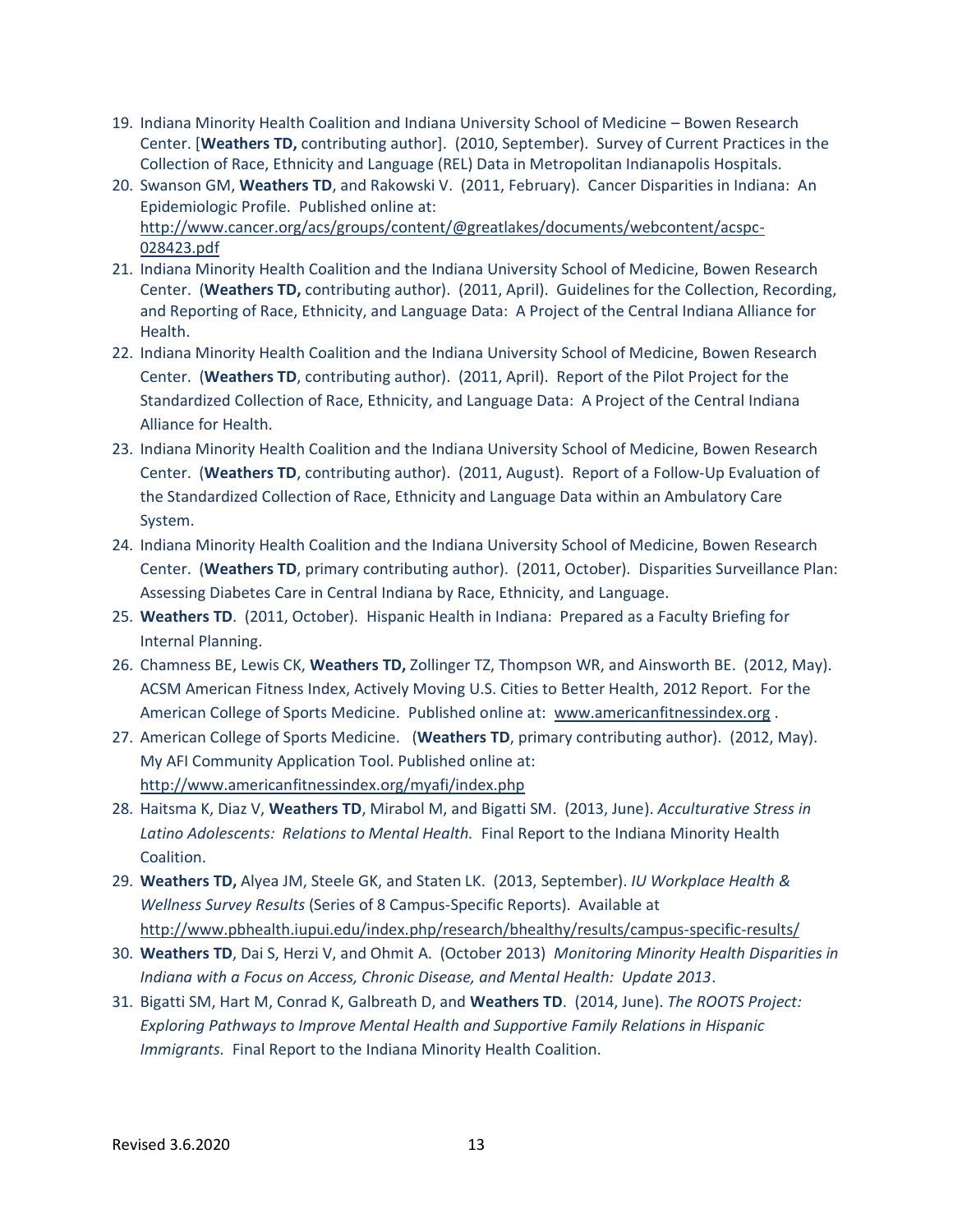19. Indiana Minority Health Coalition and Indiana University School of Medicine – Bowen Research Center. [**Weathers TD,** contributing author]. (2010, September). Survey of Current Practices in the Collection of Race, Ethnicity and Language (REL) Data in Metropolitan Indianapolis Hospitals.
20. Swanson GM, **Weathers TD**, and Rakowski V. (2011, February). Cancer Disparities in Indiana: An Epidemiologic Profile. Published online at: http://www.cancer.org/acs/groups/content/@greatlakes/documents/webcontent/acspc-028423.pdf
21. Indiana Minority Health Coalition and the Indiana University School of Medicine, Bowen Research Center. (**Weathers TD,** contributing author). (2011, April). Guidelines for the Collection, Recording, and Reporting of Race, Ethnicity, and Language Data: A Project of the Central Indiana Alliance for Health.
22. Indiana Minority Health Coalition and the Indiana University School of Medicine, Bowen Research Center. (**Weathers TD**, contributing author). (2011, April). Report of the Pilot Project for the Standardized Collection of Race, Ethnicity, and Language Data: A Project of the Central Indiana Alliance for Health.
23. Indiana Minority Health Coalition and the Indiana University School of Medicine, Bowen Research Center. (**Weathers TD**, contributing author). (2011, August). Report of a Follow-Up Evaluation of the Standardized Collection of Race, Ethnicity and Language Data within an Ambulatory Care System.
24. Indiana Minority Health Coalition and the Indiana University School of Medicine, Bowen Research Center. (**Weathers TD**, primary contributing author). (2011, October). Disparities Surveillance Plan: Assessing Diabetes Care in Central Indiana by Race, Ethnicity, and Language.
25. **Weathers TD**. (2011, October). Hispanic Health in Indiana: Prepared as a Faculty Briefing for Internal Planning.
26. Chamness BE, Lewis CK, **Weathers TD,** Zollinger TZ, Thompson WR, and Ainsworth BE. (2012, May). ACSM American Fitness Index, Actively Moving U.S. Cities to Better Health, 2012 Report. For the American College of Sports Medicine. Published online at: www.americanfitnessindex.org .
27. American College of Sports Medicine. (**Weathers TD**, primary contributing author). (2012, May). My AFI Community Application Tool. Published online at: http://www.americanfitnessindex.org/myafi/index.php
28. Haitsma K, Diaz V, **Weathers TD**, Mirabol M, and Bigatti SM. (2013, June). *Acculturative Stress in Latino Adolescents: Relations to Mental Health.* Final Report to the Indiana Minority Health Coalition.
29. **Weathers TD,** Alyea JM, Steele GK, and Staten LK. (2013, September). *IU Workplace Health & Wellness Survey Results* (Series of 8 Campus-Specific Reports). Available at http://www.pbhealth.iupui.edu/index.php/research/bhealthy/results/campus-specific-results/
30. **Weathers TD**, Dai S, Herzi V, and Ohmit A. (October 2013) *Monitoring Minority Health Disparities in Indiana with a Focus on Access, Chronic Disease, and Mental Health: Update 2013*.
31. Bigatti SM, Hart M, Conrad K, Galbreath D, and **Weathers TD**. (2014, June). *The ROOTS Project: Exploring Pathways to Improve Mental Health and Supportive Family Relations in Hispanic Immigrants.* Final Report to the Indiana Minority Health Coalition.

Revised 3.6.2020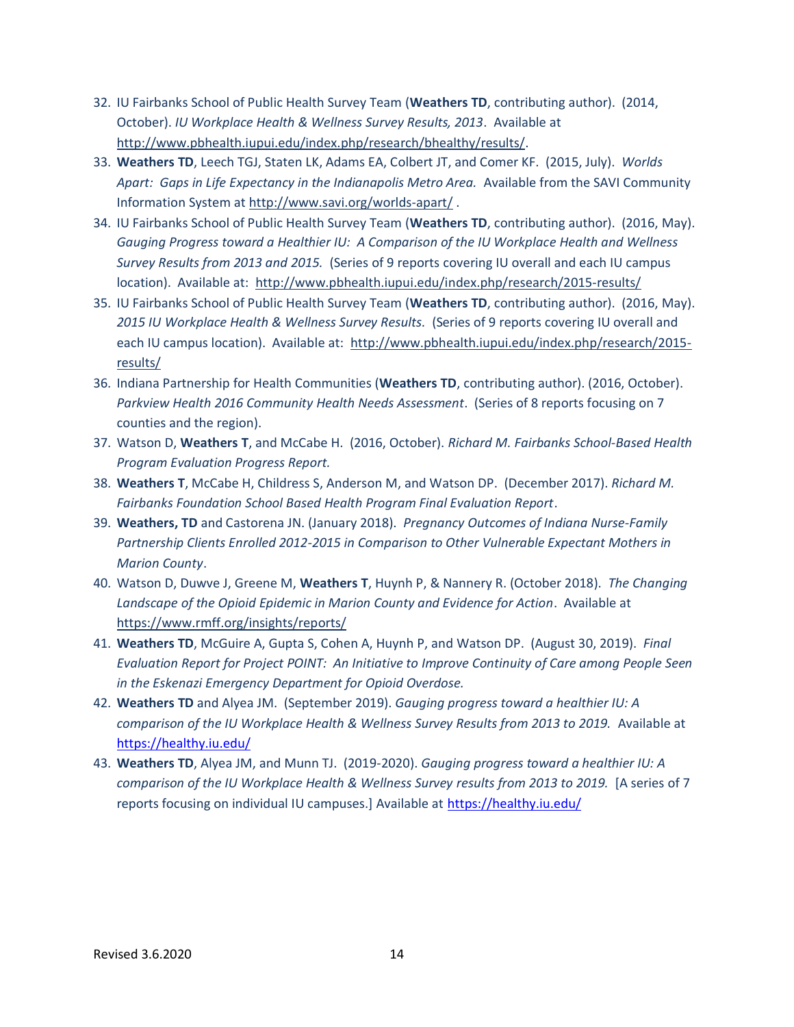32. IU Fairbanks School of Public Health Survey Team (**Weathers TD**, contributing author). (2014, October). *IU Workplace Health & Wellness Survey Results, 2013*. Available at http://www.pbhealth.iupui.edu/index.php/research/bhealthy/results/.
33. **Weathers TD**, Leech TGJ, Staten LK, Adams EA, Colbert JT, and Comer KF. (2015, July). *Worlds Apart: Gaps in Life Expectancy in the Indianapolis Metro Area.* Available from the SAVI Community Information System at http://www.savi.org/worlds-apart/ .
34. IU Fairbanks School of Public Health Survey Team (**Weathers TD**, contributing author). (2016, May). *Gauging Progress toward a Healthier IU: A Comparison of the IU Workplace Health and Wellness Survey Results from 2013 and 2015.* (Series of 9 reports covering IU overall and each IU campus location). Available at: http://www.pbhealth.iupui.edu/index.php/research/2015-results/
35. IU Fairbanks School of Public Health Survey Team (**Weathers TD**, contributing author). (2016, May). *2015 IU Workplace Health & Wellness Survey Results.* (Series of 9 reports covering IU overall and each IU campus location). Available at: http://www.pbhealth.iupui.edu/index.php/research/2015-results/
36. Indiana Partnership for Health Communities (**Weathers TD**, contributing author). (2016, October). *Parkview Health 2016 Community Health Needs Assessment*. (Series of 8 reports focusing on 7 counties and the region).
37. Watson D, **Weathers T**, and McCabe H. (2016, October). *Richard M. Fairbanks School-Based Health Program Evaluation Progress Report.*
38. **Weathers T**, McCabe H, Childress S, Anderson M, and Watson DP. (December 2017). *Richard M. Fairbanks Foundation School Based Health Program Final Evaluation Report*.
39. **Weathers, TD** and Castorena JN. (January 2018). *Pregnancy Outcomes of Indiana Nurse-Family Partnership Clients Enrolled 2012-2015 in Comparison to Other Vulnerable Expectant Mothers in Marion County*.
40. Watson D, Duwve J, Greene M, **Weathers T**, Huynh P, & Nannery R. (October 2018). *The Changing Landscape of the Opioid Epidemic in Marion County and Evidence for Action*. Available at https://www.rmff.org/insights/reports/
41. **Weathers TD**, McGuire A, Gupta S, Cohen A, Huynh P, and Watson DP. (August 30, 2019). *Final Evaluation Report for Project POINT: An Initiative to Improve Continuity of Care among People Seen in the Eskenazi Emergency Department for Opioid Overdose.*
42. **Weathers TD** and Alyea JM. (September 2019). *Gauging progress toward a healthier IU: A comparison of the IU Workplace Health & Wellness Survey Results from 2013 to 2019.* Available at https://healthy.iu.edu/
43. **Weathers TD**, Alyea JM, and Munn TJ. (2019-2020). *Gauging progress toward a healthier IU: A comparison of the IU Workplace Health & Wellness Survey results from 2013 to 2019.* [A series of 7 reports focusing on individual IU campuses.] Available at https://healthy.iu.edu/

Revised 3.6.2020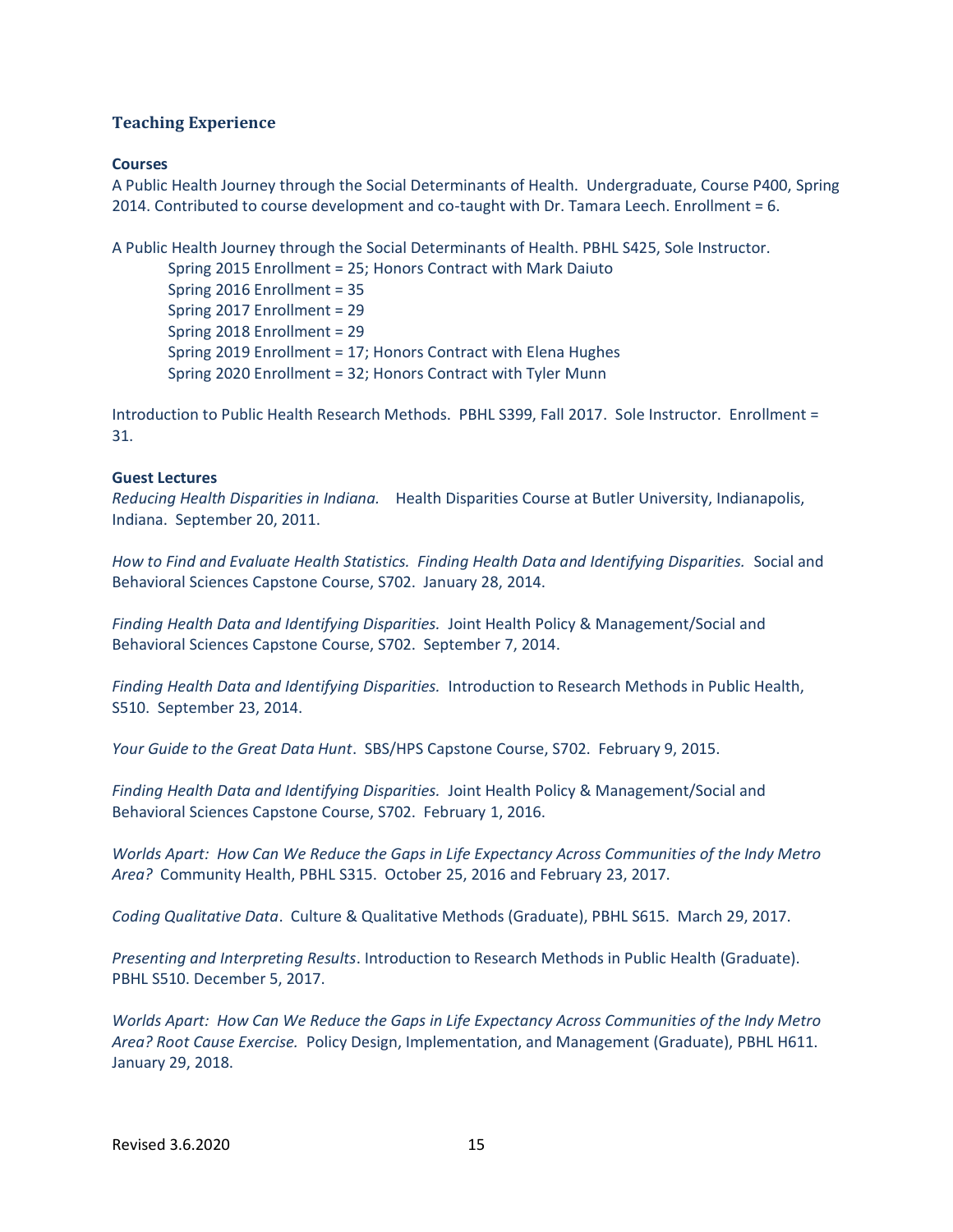## Teaching Experience

### Courses

A Public Health Journey through the Social Determinants of Health. Undergraduate, Course P400, Spring 2014. Contributed to course development and co-taught with Dr. Tamara Leech. Enrollment = 6.

A Public Health Journey through the Social Determinants of Health. PBHL S425, Sole Instructor.

- Spring 2015 Enrollment = 25; Honors Contract with Mark Daiuto
- Spring 2016 Enrollment = 35
- Spring 2017 Enrollment = 29
- Spring 2018 Enrollment = 29
- Spring 2019 Enrollment = 17; Honors Contract with Elena Hughes
- Spring 2020 Enrollment = 32; Honors Contract with Tyler Munn

Introduction to Public Health Research Methods. PBHL S399, Fall 2017. Sole Instructor. Enrollment = 31.

### Guest Lectures

*Reducing Health Disparities in Indiana.* Health Disparities Course at Butler University, Indianapolis, Indiana. September 20, 2011.

*How to Find and Evaluate Health Statistics. Finding Health Data and Identifying Disparities.* Social and Behavioral Sciences Capstone Course, S702. January 28, 2014.

*Finding Health Data and Identifying Disparities.* Joint Health Policy & Management/Social and Behavioral Sciences Capstone Course, S702. September 7, 2014.

*Finding Health Data and Identifying Disparities.* Introduction to Research Methods in Public Health, S510. September 23, 2014.

*Your Guide to the Great Data Hunt*. SBS/HPS Capstone Course, S702. February 9, 2015.

*Finding Health Data and Identifying Disparities.* Joint Health Policy & Management/Social and Behavioral Sciences Capstone Course, S702. February 1, 2016.

*Worlds Apart: How Can We Reduce the Gaps in Life Expectancy Across Communities of the Indy Metro Area?* Community Health, PBHL S315. October 25, 2016 and February 23, 2017.

*Coding Qualitative Data*. Culture & Qualitative Methods (Graduate), PBHL S615. March 29, 2017.

*Presenting and Interpreting Results*. Introduction to Research Methods in Public Health (Graduate). PBHL S510. December 5, 2017.

*Worlds Apart: How Can We Reduce the Gaps in Life Expectancy Across Communities of the Indy Metro Area? Root Cause Exercise.* Policy Design, Implementation, and Management (Graduate), PBHL H611. January 29, 2018.

Revised 3.6.2020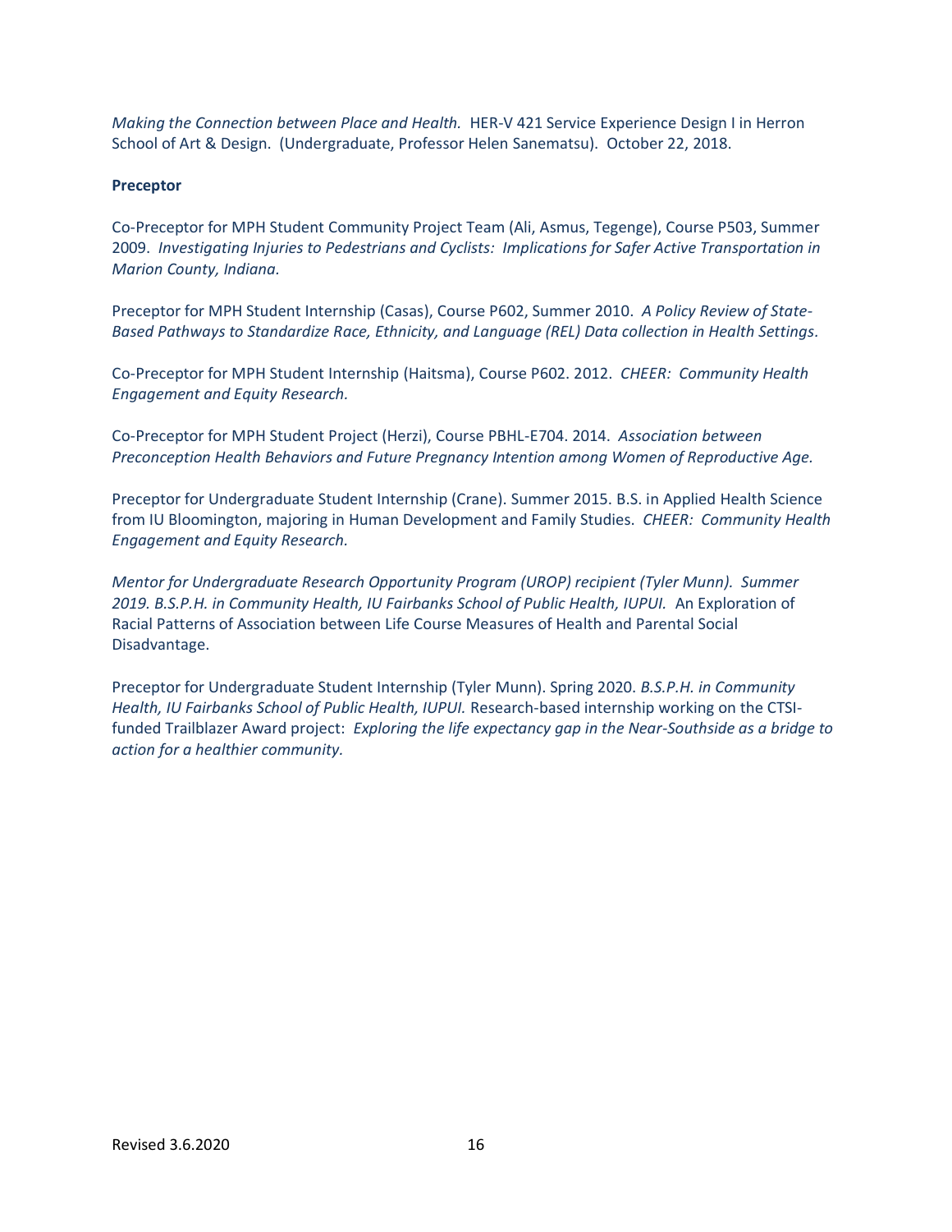*Making the Connection between Place and Health.* HER-V 421 Service Experience Design I in Herron School of Art & Design. (Undergraduate, Professor Helen Sanematsu). October 22, 2018.

**Preceptor**

Co-Preceptor for MPH Student Community Project Team (Ali, Asmus, Tegenge), Course P503, Summer 2009. *Investigating Injuries to Pedestrians and Cyclists: Implications for Safer Active Transportation in Marion County, Indiana.*

Preceptor for MPH Student Internship (Casas), Course P602, Summer 2010. *A Policy Review of State-Based Pathways to Standardize Race, Ethnicity, and Language (REL) Data collection in Health Settings*.

Co-Preceptor for MPH Student Internship (Haitsma), Course P602. 2012. *CHEER: Community Health Engagement and Equity Research.*

Co-Preceptor for MPH Student Project (Herzi), Course PBHL-E704. 2014. *Association between Preconception Health Behaviors and Future Pregnancy Intention among Women of Reproductive Age.*

Preceptor for Undergraduate Student Internship (Crane). Summer 2015. B.S. in Applied Health Science from IU Bloomington, majoring in Human Development and Family Studies. *CHEER: Community Health Engagement and Equity Research.*

*Mentor for Undergraduate Research Opportunity Program (UROP) recipient (Tyler Munn). Summer 2019. B.S.P.H. in Community Health, IU Fairbanks School of Public Health, IUPUI.* An Exploration of Racial Patterns of Association between Life Course Measures of Health and Parental Social Disadvantage.

Preceptor for Undergraduate Student Internship (Tyler Munn). Spring 2020. *B.S.P.H. in Community Health, IU Fairbanks School of Public Health, IUPUI.* Research-based internship working on the CTSI-funded Trailblazer Award project: *Exploring the life expectancy gap in the Near-Southside as a bridge to action for a healthier community.*

Revised 3.6.2020